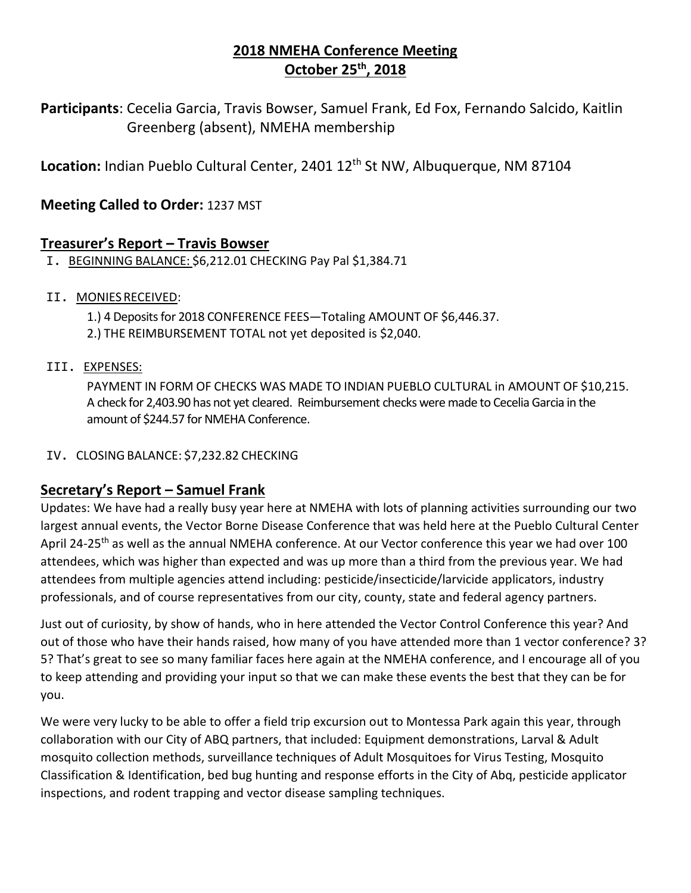# 2018 NMEHA Conference Meeting
# October 25th, 2018

**Participants**: Cecelia Garcia, Travis Bowser, Samuel Frank, Ed Fox, Fernando Salcido, Kaitlin Greenberg (absent), NMEHA membership

**Location:** Indian Pueblo Cultural Center, 2401 12th St NW, Albuquerque, NM 87104

**Meeting Called to Order:** 1237 MST

## Treasurer's Report – Travis Bowser

I. BEGINNING BALANCE: $6,212.01 CHECKING Pay Pal $1,384.71

II. MONIES RECEIVED:

1.) 4 Deposits for 2018 CONFERENCE FEES—Totaling AMOUNT OF $6,446.37.
2.) THE REIMBURSEMENT TOTAL not yet deposited is $2,040.

III. EXPENSES:

PAYMENT IN FORM OF CHECKS WAS MADE TO INDIAN PUEBLO CULTURAL in AMOUNT OF $10,215. A check for 2,403.90 has not yet cleared. Reimbursement checks were made to Cecelia Garcia in the amount of $244.57 for NMEHA Conference.

IV. CLOSING BALANCE: $7,232.82 CHECKING

## Secretary's Report – Samuel Frank

Updates: We have had a really busy year here at NMEHA with lots of planning activities surrounding our two largest annual events, the Vector Borne Disease Conference that was held here at the Pueblo Cultural Center April 24-25th as well as the annual NMEHA conference. At our Vector conference this year we had over 100 attendees, which was higher than expected and was up more than a third from the previous year. We had attendees from multiple agencies attend including: pesticide/insecticide/larvicide applicators, industry professionals, and of course representatives from our city, county, state and federal agency partners.

Just out of curiosity, by show of hands, who in here attended the Vector Control Conference this year? And out of those who have their hands raised, how many of you have attended more than 1 vector conference? 3? 5? That's great to see so many familiar faces here again at the NMEHA conference, and I encourage all of you to keep attending and providing your input so that we can make these events the best that they can be for you.

We were very lucky to be able to offer a field trip excursion out to Montessa Park again this year, through collaboration with our City of ABQ partners, that included: Equipment demonstrations, Larval & Adult mosquito collection methods, surveillance techniques of Adult Mosquitoes for Virus Testing, Mosquito Classification & Identification, bed bug hunting and response efforts in the City of Abq, pesticide applicator inspections, and rodent trapping and vector disease sampling techniques.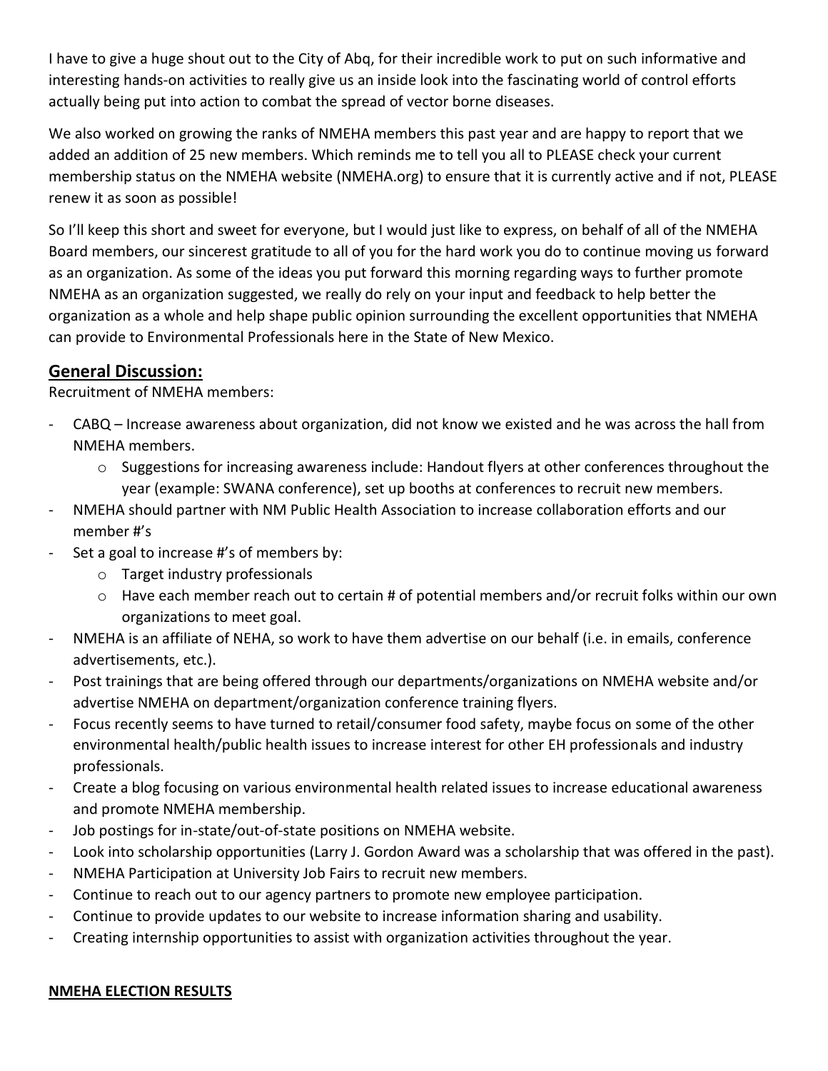I have to give a huge shout out to the City of Abq, for their incredible work to put on such informative and interesting hands-on activities to really give us an inside look into the fascinating world of control efforts actually being put into action to combat the spread of vector borne diseases.

We also worked on growing the ranks of NMEHA members this past year and are happy to report that we added an addition of 25 new members. Which reminds me to tell you all to PLEASE check your current membership status on the NMEHA website (NMEHA.org) to ensure that it is currently active and if not, PLEASE renew it as soon as possible!

So I'll keep this short and sweet for everyone, but I would just like to express, on behalf of all of the NMEHA Board members, our sincerest gratitude to all of you for the hard work you do to continue moving us forward as an organization. As some of the ideas you put forward this morning regarding ways to further promote NMEHA as an organization suggested, we really do rely on your input and feedback to help better the organization as a whole and help shape public opinion surrounding the excellent opportunities that NMEHA can provide to Environmental Professionals here in the State of New Mexico.

## General Discussion:

Recruitment of NMEHA members:

- CABQ – Increase awareness about organization, did not know we existed and he was across the hall from NMEHA members.
    - Suggestions for increasing awareness include: Handout flyers at other conferences throughout the year (example: SWANA conference), set up booths at conferences to recruit new members.
- NMEHA should partner with NM Public Health Association to increase collaboration efforts and our member #'s
- Set a goal to increase #'s of members by:
    - Target industry professionals
    - Have each member reach out to certain # of potential members and/or recruit folks within our own organizations to meet goal.
- NMEHA is an affiliate of NEHA, so work to have them advertise on our behalf (i.e. in emails, conference advertisements, etc.).
- Post trainings that are being offered through our departments/organizations on NMEHA website and/or advertise NMEHA on department/organization conference training flyers.
- Focus recently seems to have turned to retail/consumer food safety, maybe focus on some of the other environmental health/public health issues to increase interest for other EH professionals and industry professionals.
- Create a blog focusing on various environmental health related issues to increase educational awareness and promote NMEHA membership.
- Job postings for in-state/out-of-state positions on NMEHA website.
- Look into scholarship opportunities (Larry J. Gordon Award was a scholarship that was offered in the past).
- NMEHA Participation at University Job Fairs to recruit new members.
- Continue to reach out to our agency partners to promote new employee participation.
- Continue to provide updates to our website to increase information sharing and usability.
- Creating internship opportunities to assist with organization activities throughout the year.

**NMEHA ELECTION RESULTS**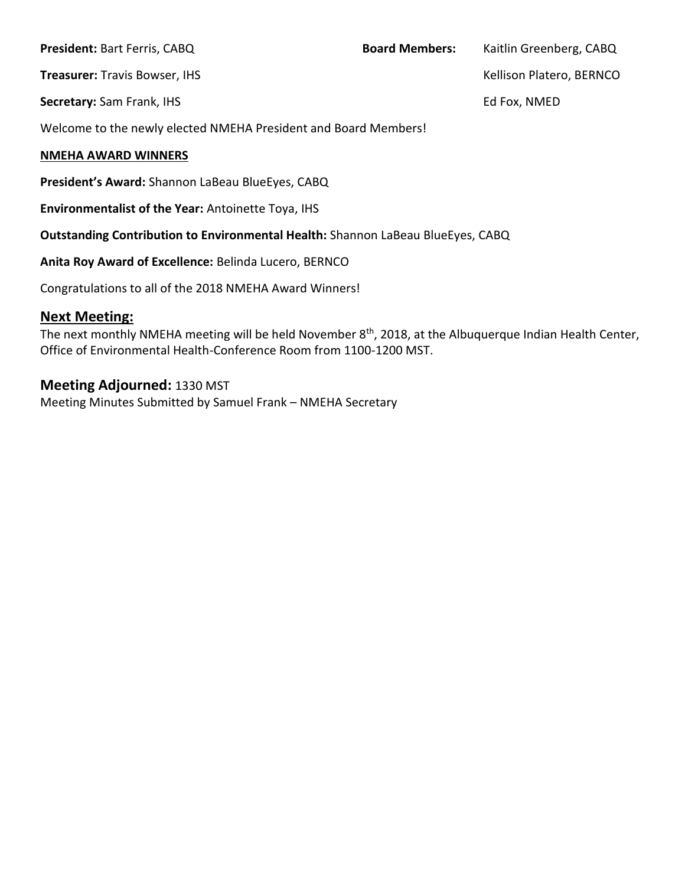**President:** Bart Ferris, CABQ

**Treasurer:** Travis Bowser, IHS

**Secretary:** Sam Frank, IHS

**Board Members:** Kaitlin Greenberg, CABQ

Kellison Platero, BERNCO

Ed Fox, NMED

Welcome to the newly elected NMEHA President and Board Members!

**NMEHA AWARD WINNERS**

**President's Award:** Shannon LaBeau BlueEyes, CABQ

**Environmentalist of the Year:** Antoinette Toya, IHS

**Outstanding Contribution to Environmental Health:** Shannon LaBeau BlueEyes, CABQ

**Anita Roy Award of Excellence:** Belinda Lucero, BERNCO

Congratulations to all of the 2018 NMEHA Award Winners!

## Next Meeting:

The next monthly NMEHA meeting will be held November 8th, 2018, at the Albuquerque Indian Health Center, Office of Environmental Health-Conference Room from 1100-1200 MST.

## Meeting Adjourned: 1330 MST

Meeting Minutes Submitted by Samuel Frank – NMEHA Secretary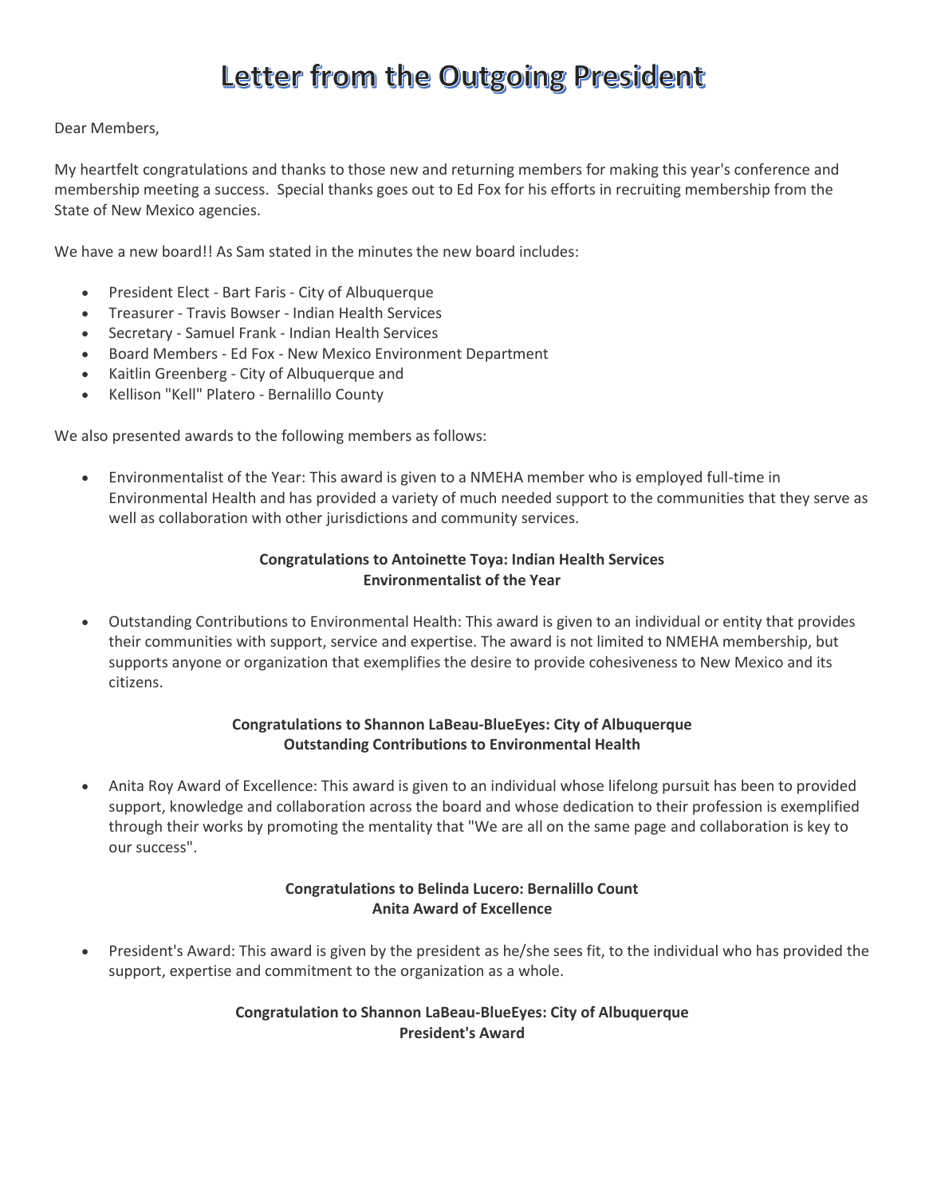# Letter from the Outgoing President

Dear Members,

My heartfelt congratulations and thanks to those new and returning members for making this year's conference and membership meeting a success. Special thanks goes out to Ed Fox for his efforts in recruiting membership from the State of New Mexico agencies.

We have a new board!! As Sam stated in the minutes the new board includes:

- President Elect - Bart Faris - City of Albuquerque
- Treasurer - Travis Bowser - Indian Health Services
- Secretary - Samuel Frank - Indian Health Services
- Board Members - Ed Fox - New Mexico Environment Department
- Kaitlin Greenberg - City of Albuquerque and
- Kellison "Kell" Platero - Bernalillo County

We also presented awards to the following members as follows:

- Environmentalist of the Year: This award is given to a NMEHA member who is employed full-time in Environmental Health and has provided a variety of much needed support to the communities that they serve as well as collaboration with other jurisdictions and community services.

**Congratulations to Antoinette Toya: Indian Health Services**
**Environmentalist of the Year**

- Outstanding Contributions to Environmental Health: This award is given to an individual or entity that provides their communities with support, service and expertise. The award is not limited to NMEHA membership, but supports anyone or organization that exemplifies the desire to provide cohesiveness to New Mexico and its citizens.

**Congratulations to Shannon LaBeau-BlueEyes: City of Albuquerque**
**Outstanding Contributions to Environmental Health**

- Anita Roy Award of Excellence: This award is given to an individual whose lifelong pursuit has been to provided support, knowledge and collaboration across the board and whose dedication to their profession is exemplified through their works by promoting the mentality that "We are all on the same page and collaboration is key to our success".

**Congratulations to Belinda Lucero: Bernalillo Count**
**Anita Award of Excellence**

- President's Award: This award is given by the president as he/she sees fit, to the individual who has provided the support, expertise and commitment to the organization as a whole.

**Congratulation to Shannon LaBeau-BlueEyes: City of Albuquerque**
**President's Award**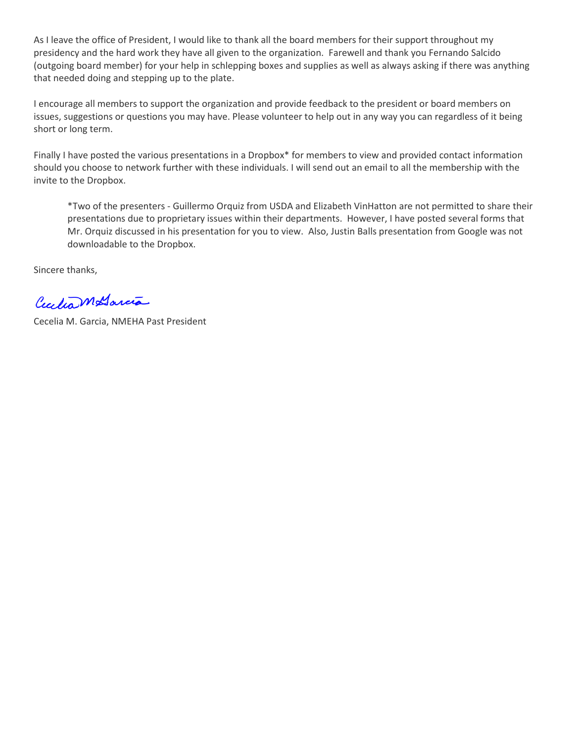As I leave the office of President, I would like to thank all the board members for their support throughout my presidency and the hard work they have all given to the organization. Farewell and thank you Fernando Salcido (outgoing board member) for your help in schlepping boxes and supplies as well as always asking if there was anything that needed doing and stepping up to the plate.

I encourage all members to support the organization and provide feedback to the president or board members on issues, suggestions or questions you may have. Please volunteer to help out in any way you can regardless of it being short or long term.

Finally I have posted the various presentations in a Dropbox* for members to view and provided contact information should you choose to network further with these individuals. I will send out an email to all the membership with the invite to the Dropbox.

> *Two of the presenters - Guillermo Orquiz from USDA and Elizabeth VinHatton are not permitted to share their presentations due to proprietary issues within their departments. However, I have posted several forms that Mr. Orquiz discussed in his presentation for you to view. Also, Justin Balls presentation from Google was not downloadable to the Dropbox.

Sincere thanks,

Cecelia M Garcia

Cecelia M. Garcia, NMEHA Past President